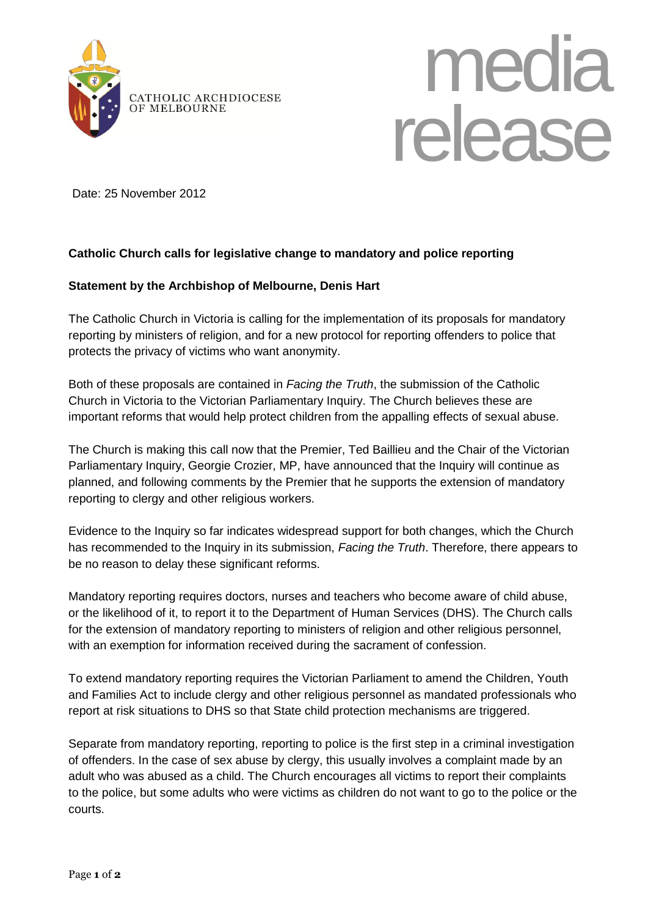CATHOLIC ARCHDIOCESE OF MELBOURNE

media release

Date: 25 November 2012

**Catholic Church calls for legislative change to mandatory and police reporting**

**Statement by the Archbishop of Melbourne, Denis Hart**

The Catholic Church in Victoria is calling for the implementation of its proposals for mandatory reporting by ministers of religion, and for a new protocol for reporting offenders to police that protects the privacy of victims who want anonymity.

Both of these proposals are contained in *Facing the Truth*, the submission of the Catholic Church in Victoria to the Victorian Parliamentary Inquiry. The Church believes these are important reforms that would help protect children from the appalling effects of sexual abuse.

The Church is making this call now that the Premier, Ted Baillieu and the Chair of the Victorian Parliamentary Inquiry, Georgie Crozier, MP, have announced that the Inquiry will continue as planned, and following comments by the Premier that he supports the extension of mandatory reporting to clergy and other religious workers.

Evidence to the Inquiry so far indicates widespread support for both changes, which the Church has recommended to the Inquiry in its submission, *Facing the Truth*. Therefore, there appears to be no reason to delay these significant reforms.

Mandatory reporting requires doctors, nurses and teachers who become aware of child abuse, or the likelihood of it, to report it to the Department of Human Services (DHS). The Church calls for the extension of mandatory reporting to ministers of religion and other religious personnel, with an exemption for information received during the sacrament of confession.

To extend mandatory reporting requires the Victorian Parliament to amend the Children, Youth and Families Act to include clergy and other religious personnel as mandated professionals who report at risk situations to DHS so that State child protection mechanisms are triggered.

Separate from mandatory reporting, reporting to police is the first step in a criminal investigation of offenders. In the case of sex abuse by clergy, this usually involves a complaint made by an adult who was abused as a child. The Church encourages all victims to report their complaints to the police, but some adults who were victims as children do not want to go to the police or the courts.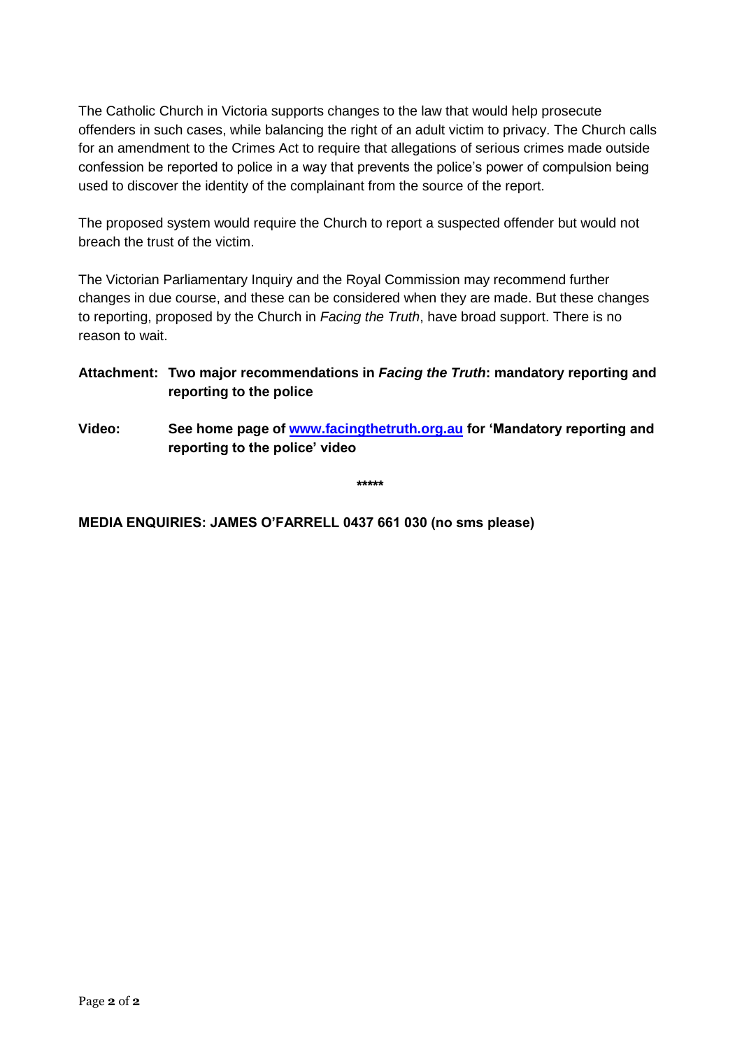The Catholic Church in Victoria supports changes to the law that would help prosecute offenders in such cases, while balancing the right of an adult victim to privacy. The Church calls for an amendment to the Crimes Act to require that allegations of serious crimes made outside confession be reported to police in a way that prevents the police's power of compulsion being used to discover the identity of the complainant from the source of the report.

The proposed system would require the Church to report a suspected offender but would not breach the trust of the victim.

The Victorian Parliamentary Inquiry and the Royal Commission may recommend further changes in due course, and these can be considered when they are made. But these changes to reporting, proposed by the Church in *Facing the Truth*, have broad support. There is no reason to wait.

**Attachment: Two major recommendations in *Facing the Truth*: mandatory reporting and reporting to the police**

**Video: See home page of [www.facingthetruth.org.au](http://www.facingthetruth.org.au) for 'Mandatory reporting and reporting to the police' video**

*****

**MEDIA ENQUIRIES: JAMES O'FARRELL 0437 661 030 (no sms please)**